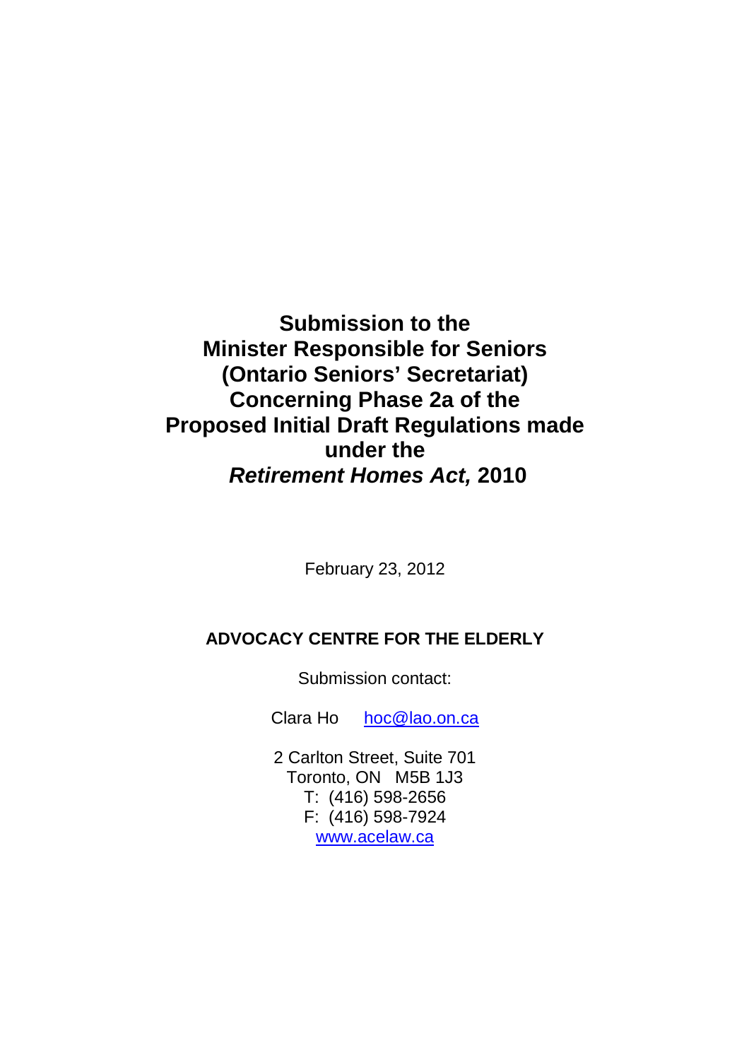# Submission to the Minister Responsible for Seniors (Ontario Seniors' Secretariat) Concerning Phase 2a of the Proposed Initial Draft Regulations made under the *Retirement Homes Act,* 2010

February 23, 2012

**ADVOCACY CENTRE FOR THE ELDERLY**

Submission contact:

Clara Ho hoc@lao.on.ca

2 Carlton Street, Suite 701
Toronto, ON M5B 1J3
T: (416) 598-2656
F: (416) 598-7924
www.acelaw.ca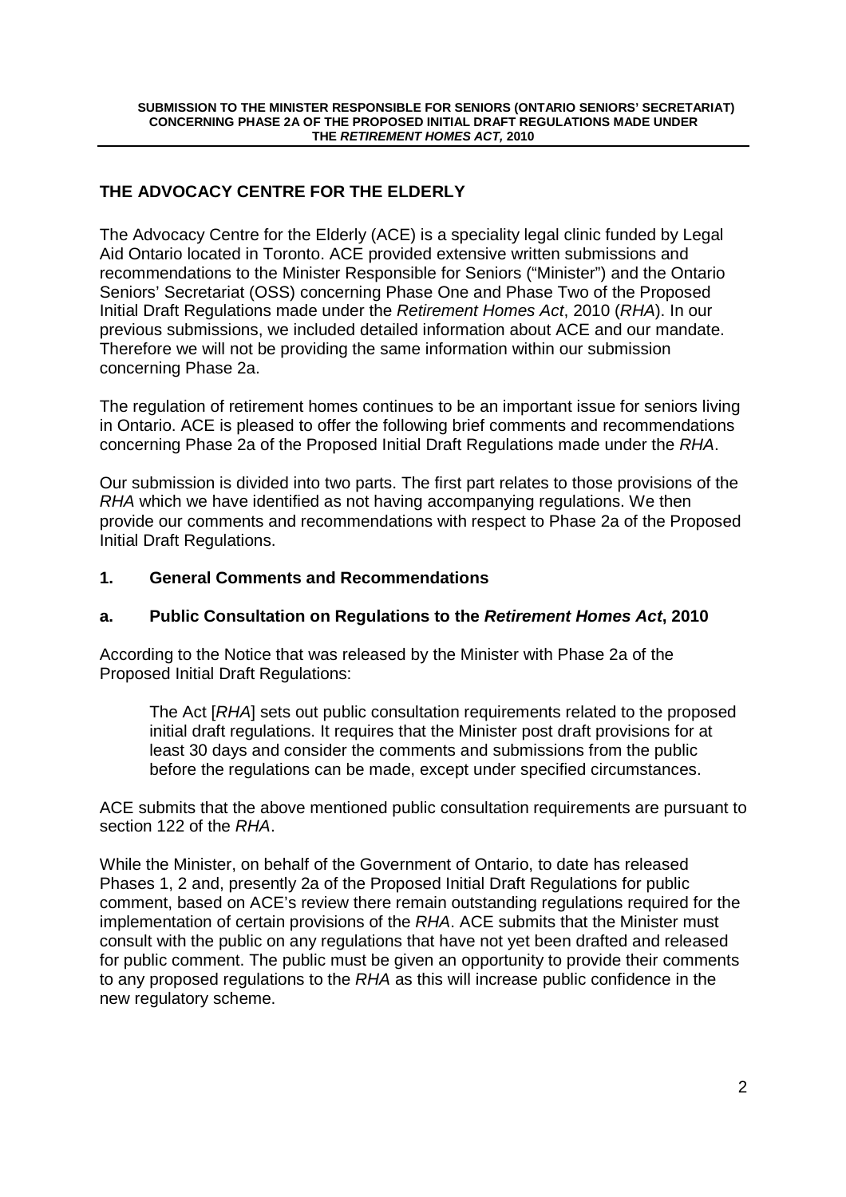## THE ADVOCACY CENTRE FOR THE ELDERLY

The Advocacy Centre for the Elderly (ACE) is a speciality legal clinic funded by Legal Aid Ontario located in Toronto. ACE provided extensive written submissions and recommendations to the Minister Responsible for Seniors ("Minister") and the Ontario Seniors' Secretariat (OSS) concerning Phase One and Phase Two of the Proposed Initial Draft Regulations made under the *Retirement Homes Act*, 2010 (*RHA*). In our previous submissions, we included detailed information about ACE and our mandate. Therefore we will not be providing the same information within our submission concerning Phase 2a.

The regulation of retirement homes continues to be an important issue for seniors living in Ontario. ACE is pleased to offer the following brief comments and recommendations concerning Phase 2a of the Proposed Initial Draft Regulations made under the *RHA*.

Our submission is divided into two parts. The first part relates to those provisions of the *RHA* which we have identified as not having accompanying regulations. We then provide our comments and recommendations with respect to Phase 2a of the Proposed Initial Draft Regulations.

### 1. General Comments and Recommendations

### a. Public Consultation on Regulations to the *Retirement Homes Act*, 2010

According to the Notice that was released by the Minister with Phase 2a of the Proposed Initial Draft Regulations:

> The Act [*RHA*] sets out public consultation requirements related to the proposed initial draft regulations. It requires that the Minister post draft provisions for at least 30 days and consider the comments and submissions from the public before the regulations can be made, except under specified circumstances.

ACE submits that the above mentioned public consultation requirements are pursuant to section 122 of the *RHA*.

While the Minister, on behalf of the Government of Ontario, to date has released Phases 1, 2 and, presently 2a of the Proposed Initial Draft Regulations for public comment, based on ACE's review there remain outstanding regulations required for the implementation of certain provisions of the *RHA*. ACE submits that the Minister must consult with the public on any regulations that have not yet been drafted and released for public comment. The public must be given an opportunity to provide their comments to any proposed regulations to the *RHA* as this will increase public confidence in the new regulatory scheme.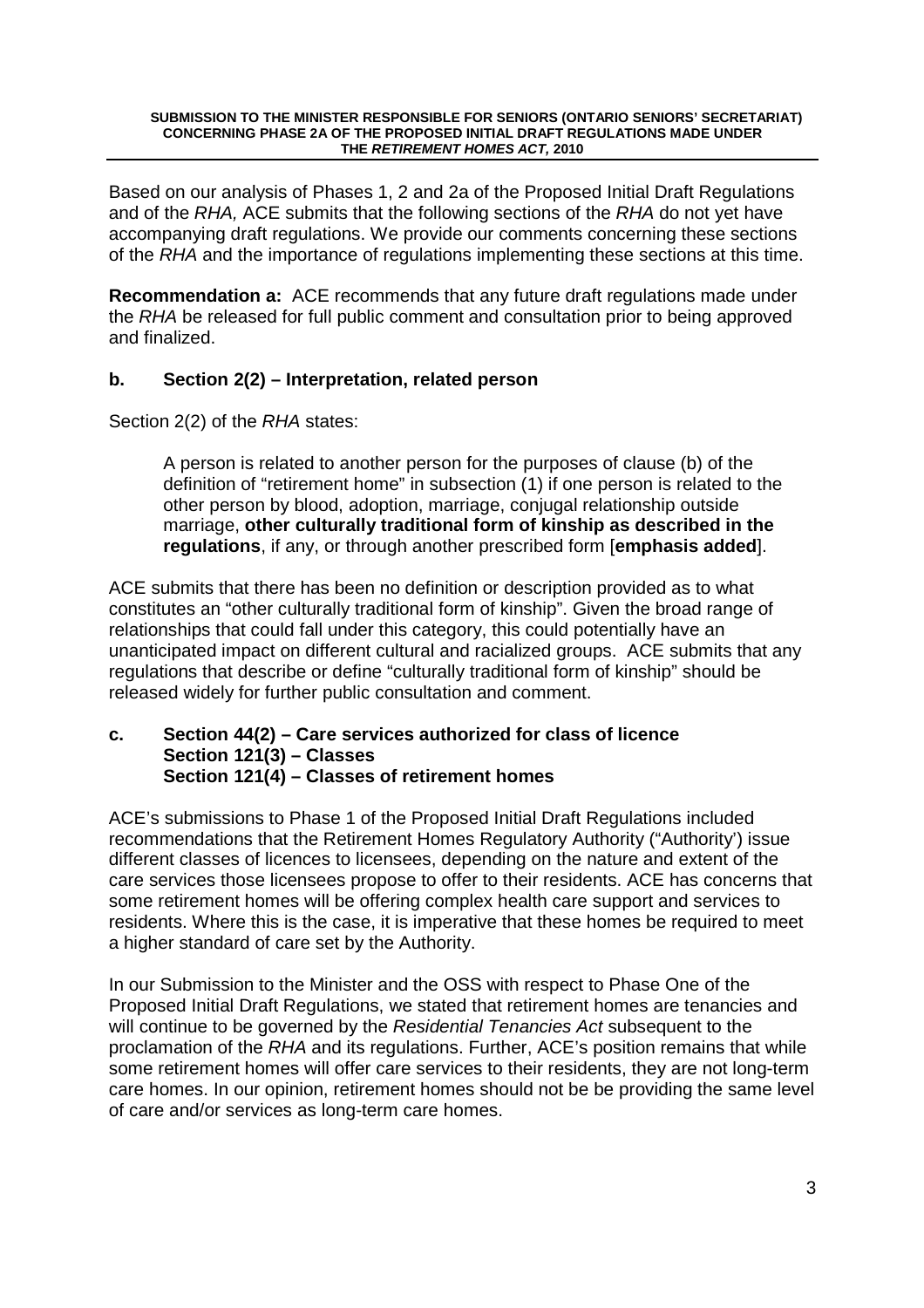Based on our analysis of Phases 1, 2 and 2a of the Proposed Initial Draft Regulations and of the *RHA,* ACE submits that the following sections of the *RHA* do not yet have accompanying draft regulations. We provide our comments concerning these sections of the *RHA* and the importance of regulations implementing these sections at this time.

**Recommendation a:** ACE recommends that any future draft regulations made under the *RHA* be released for full public comment and consultation prior to being approved and finalized.

### b. Section 2(2) – Interpretation, related person

Section 2(2) of the *RHA* states:

> A person is related to another person for the purposes of clause (b) of the definition of "retirement home" in subsection (1) if one person is related to the other person by blood, adoption, marriage, conjugal relationship outside marriage, **other culturally traditional form of kinship as described in the regulations**, if any, or through another prescribed form [**emphasis added**].

ACE submits that there has been no definition or description provided as to what constitutes an "other culturally traditional form of kinship". Given the broad range of relationships that could fall under this category, this could potentially have an unanticipated impact on different cultural and racialized groups. ACE submits that any regulations that describe or define "culturally traditional form of kinship" should be released widely for further public consultation and comment.

### c. Section 44(2) – Care services authorized for class of licence
### Section 121(3) – Classes
### Section 121(4) – Classes of retirement homes

ACE's submissions to Phase 1 of the Proposed Initial Draft Regulations included recommendations that the Retirement Homes Regulatory Authority ("Authority') issue different classes of licences to licensees, depending on the nature and extent of the care services those licensees propose to offer to their residents. ACE has concerns that some retirement homes will be offering complex health care support and services to residents. Where this is the case, it is imperative that these homes be required to meet a higher standard of care set by the Authority.

In our Submission to the Minister and the OSS with respect to Phase One of the Proposed Initial Draft Regulations, we stated that retirement homes are tenancies and will continue to be governed by the *Residential Tenancies Act* subsequent to the proclamation of the *RHA* and its regulations. Further, ACE's position remains that while some retirement homes will offer care services to their residents, they are not long-term care homes. In our opinion, retirement homes should not be be providing the same level of care and/or services as long-term care homes.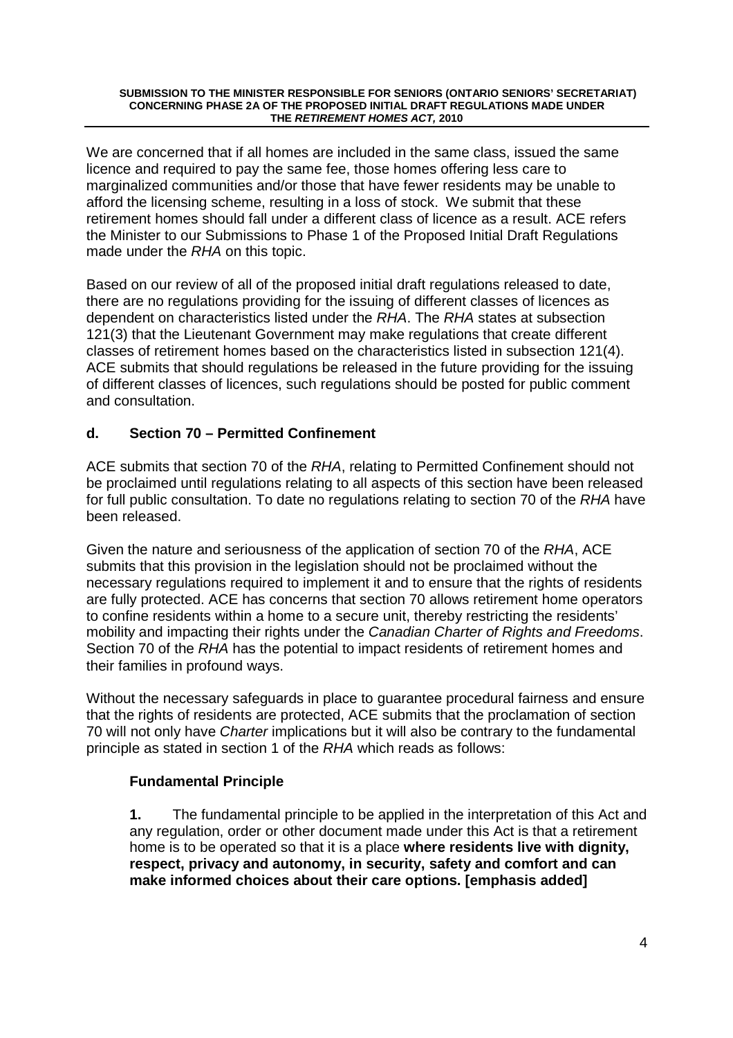We are concerned that if all homes are included in the same class, issued the same licence and required to pay the same fee, those homes offering less care to marginalized communities and/or those that have fewer residents may be unable to afford the licensing scheme, resulting in a loss of stock. We submit that these retirement homes should fall under a different class of licence as a result. ACE refers the Minister to our Submissions to Phase 1 of the Proposed Initial Draft Regulations made under the *RHA* on this topic.

Based on our review of all of the proposed initial draft regulations released to date, there are no regulations providing for the issuing of different classes of licences as dependent on characteristics listed under the *RHA*. The *RHA* states at subsection 121(3) that the Lieutenant Government may make regulations that create different classes of retirement homes based on the characteristics listed in subsection 121(4). ACE submits that should regulations be released in the future providing for the issuing of different classes of licences, such regulations should be posted for public comment and consultation.

### d. Section 70 – Permitted Confinement

ACE submits that section 70 of the *RHA*, relating to Permitted Confinement should not be proclaimed until regulations relating to all aspects of this section have been released for full public consultation. To date no regulations relating to section 70 of the *RHA* have been released.

Given the nature and seriousness of the application of section 70 of the *RHA*, ACE submits that this provision in the legislation should not be proclaimed without the necessary regulations required to implement it and to ensure that the rights of residents are fully protected. ACE has concerns that section 70 allows retirement home operators to confine residents within a home to a secure unit, thereby restricting the residents' mobility and impacting their rights under the *Canadian Charter of Rights and Freedoms*. Section 70 of the *RHA* has the potential to impact residents of retirement homes and their families in profound ways.

Without the necessary safeguards in place to guarantee procedural fairness and ensure that the rights of residents are protected, ACE submits that the proclamation of section 70 will not only have *Charter* implications but it will also be contrary to the fundamental principle as stated in section 1 of the *RHA* which reads as follows:

> **Fundamental Principle**
>
> **1.** The fundamental principle to be applied in the interpretation of this Act and any regulation, order or other document made under this Act is that a retirement home is to be operated so that it is a place **where residents live with dignity, respect, privacy and autonomy, in security, safety and comfort and can make informed choices about their care options. [emphasis added]**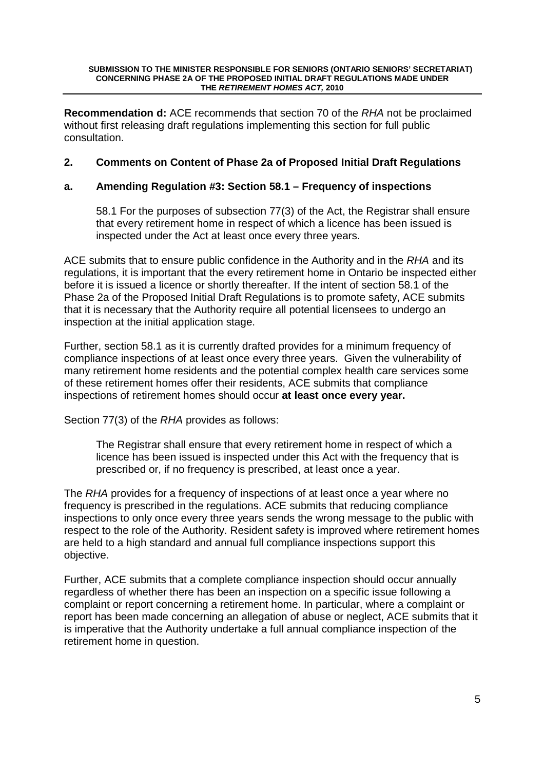**Recommendation d:** ACE recommends that section 70 of the *RHA* not be proclaimed without first releasing draft regulations implementing this section for full public consultation.

## 2. Comments on Content of Phase 2a of Proposed Initial Draft Regulations

### a. Amending Regulation #3: Section 58.1 – Frequency of inspections

> 58.1 For the purposes of subsection 77(3) of the Act, the Registrar shall ensure that every retirement home in respect of which a licence has been issued is inspected under the Act at least once every three years.

ACE submits that to ensure public confidence in the Authority and in the *RHA* and its regulations, it is important that the every retirement home in Ontario be inspected either before it is issued a licence or shortly thereafter. If the intent of section 58.1 of the Phase 2a of the Proposed Initial Draft Regulations is to promote safety, ACE submits that it is necessary that the Authority require all potential licensees to undergo an inspection at the initial application stage.

Further, section 58.1 as it is currently drafted provides for a minimum frequency of compliance inspections of at least once every three years. Given the vulnerability of many retirement home residents and the potential complex health care services some of these retirement homes offer their residents, ACE submits that compliance inspections of retirement homes should occur **at least once every year.**

Section 77(3) of the *RHA* provides as follows:

> The Registrar shall ensure that every retirement home in respect of which a licence has been issued is inspected under this Act with the frequency that is prescribed or, if no frequency is prescribed, at least once a year.

The *RHA* provides for a frequency of inspections of at least once a year where no frequency is prescribed in the regulations. ACE submits that reducing compliance inspections to only once every three years sends the wrong message to the public with respect to the role of the Authority. Resident safety is improved where retirement homes are held to a high standard and annual full compliance inspections support this objective.

Further, ACE submits that a complete compliance inspection should occur annually regardless of whether there has been an inspection on a specific issue following a complaint or report concerning a retirement home. In particular, where a complaint or report has been made concerning an allegation of abuse or neglect, ACE submits that it is imperative that the Authority undertake a full annual compliance inspection of the retirement home in question.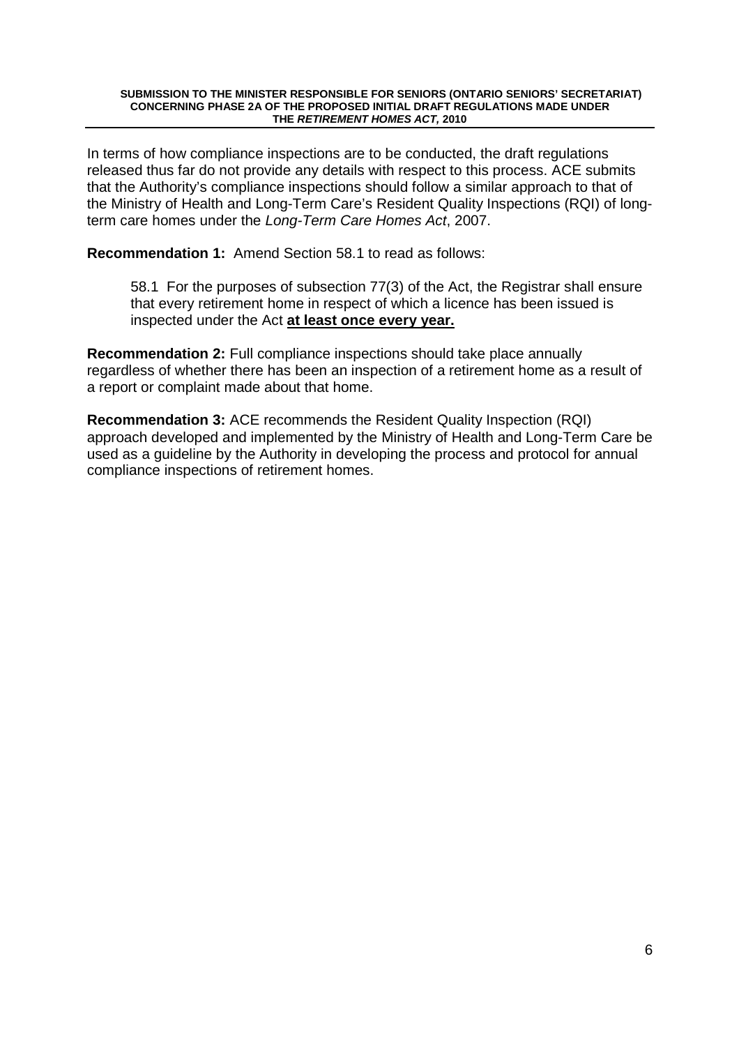In terms of how compliance inspections are to be conducted, the draft regulations released thus far do not provide any details with respect to this process. ACE submits that the Authority's compliance inspections should follow a similar approach to that of the Ministry of Health and Long-Term Care's Resident Quality Inspections (RQI) of long-term care homes under the *Long-Term Care Homes Act*, 2007.

**Recommendation 1:** Amend Section 58.1 to read as follows:

> 58.1 For the purposes of subsection 77(3) of the Act, the Registrar shall ensure that every retirement home in respect of which a licence has been issued is inspected under the Act <u>**at least once every year.**</u>

**Recommendation 2:** Full compliance inspections should take place annually regardless of whether there has been an inspection of a retirement home as a result of a report or complaint made about that home.

**Recommendation 3:** ACE recommends the Resident Quality Inspection (RQI) approach developed and implemented by the Ministry of Health and Long-Term Care be used as a guideline by the Authority in developing the process and protocol for annual compliance inspections of retirement homes.